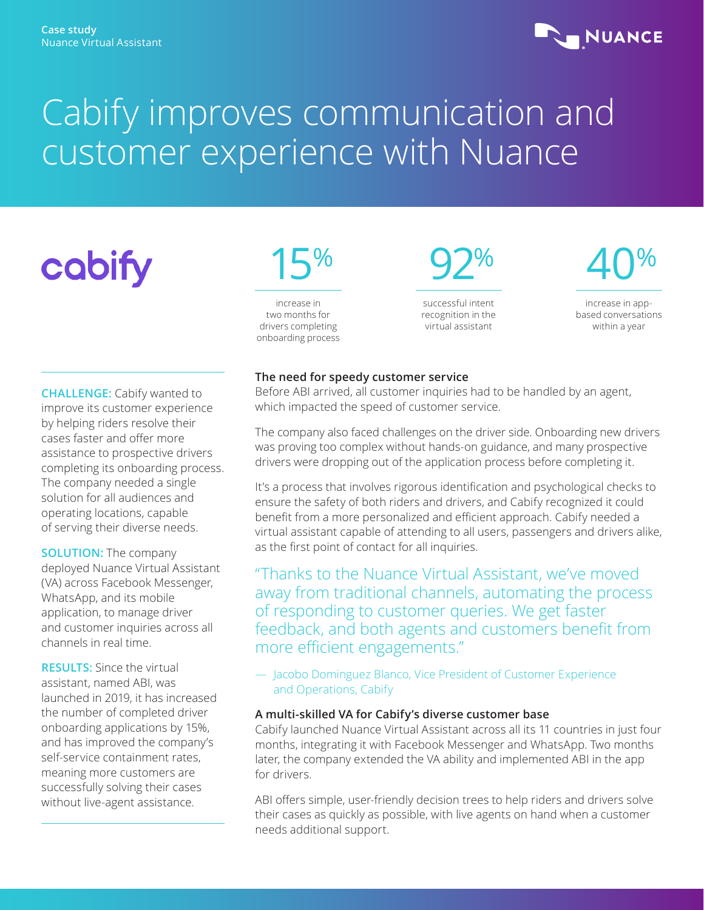Case study
Nuance Virtual Assistant

# Cabify improves communication and customer experience with Nuance

cabify

**15%**
increase in two months for drivers completing onboarding process

**92%**
successful intent recognition in the virtual assistant

**40%**
increase in app-based conversations within a year

**CHALLENGE:** Cabify wanted to improve its customer experience by helping riders resolve their cases faster and offer more assistance to prospective drivers completing its onboarding process. The company needed a single solution for all audiences and operating locations, capable of serving their diverse needs.

**SOLUTION:** The company deployed Nuance Virtual Assistant (VA) across Facebook Messenger, WhatsApp, and its mobile application, to manage driver and customer inquiries across all channels in real time.

**RESULTS:** Since the virtual assistant, named ABI, was launched in 2019, it has increased the number of completed driver onboarding applications by 15%, and has improved the company's self-service containment rates, meaning more customers are successfully solving their cases without live-agent assistance.

### The need for speedy customer service

Before ABI arrived, all customer inquiries had to be handled by an agent, which impacted the speed of customer service.

The company also faced challenges on the driver side. Onboarding new drivers was proving too complex without hands-on guidance, and many prospective drivers were dropping out of the application process before completing it.

It's a process that involves rigorous identification and psychological checks to ensure the safety of both riders and drivers, and Cabify recognized it could benefit from a more personalized and efficient approach. Cabify needed a virtual assistant capable of attending to all users, passengers and drivers alike, as the first point of contact for all inquiries.

> "Thanks to the Nuance Virtual Assistant, we've moved away from traditional channels, automating the process of responding to customer queries. We get faster feedback, and both agents and customers benefit from more efficient engagements."
>
> — Jacobo Dominguez Blanco, Vice President of Customer Experience and Operations, Cabify

### A multi-skilled VA for Cabify's diverse customer base

Cabify launched Nuance Virtual Assistant across all its 11 countries in just four months, integrating it with Facebook Messenger and WhatsApp. Two months later, the company extended the VA ability and implemented ABI in the app for drivers.

ABI offers simple, user-friendly decision trees to help riders and drivers solve their cases as quickly as possible, with live agents on hand when a customer needs additional support.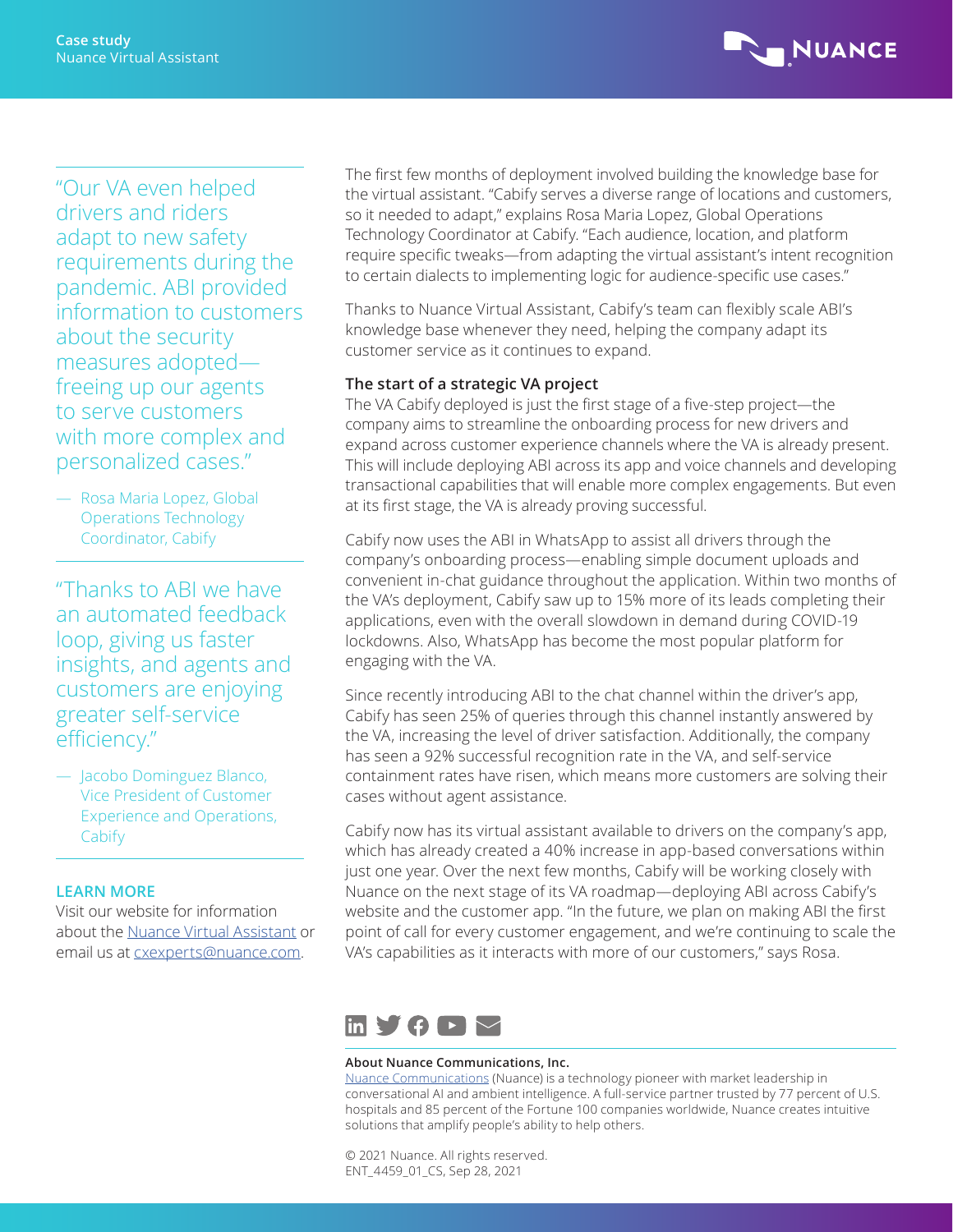"Our VA even helped drivers and riders adapt to new safety requirements during the pandemic. ABI provided information to customers about the security measures adopted—freeing up our agents to serve customers with more complex and personalized cases."

— Rosa Maria Lopez, Global Operations Technology Coordinator, Cabify

"Thanks to ABI we have an automated feedback loop, giving us faster insights, and agents and customers are enjoying greater self-service efficiency."

— Jacobo Dominguez Blanco, Vice President of Customer Experience and Operations, Cabify

**LEARN MORE**

Visit our website for information about the Nuance Virtual Assistant or email us at cxexperts@nuance.com.

The first few months of deployment involved building the knowledge base for the virtual assistant. "Cabify serves a diverse range of locations and customers, so it needed to adapt," explains Rosa Maria Lopez, Global Operations Technology Coordinator at Cabify. "Each audience, location, and platform require specific tweaks—from adapting the virtual assistant's intent recognition to certain dialects to implementing logic for audience-specific use cases."

Thanks to Nuance Virtual Assistant, Cabify's team can flexibly scale ABI's knowledge base whenever they need, helping the company adapt its customer service as it continues to expand.

### The start of a strategic VA project

The VA Cabify deployed is just the first stage of a five-step project—the company aims to streamline the onboarding process for new drivers and expand across customer experience channels where the VA is already present. This will include deploying ABI across its app and voice channels and developing transactional capabilities that will enable more complex engagements. But even at its first stage, the VA is already proving successful.

Cabify now uses the ABI in WhatsApp to assist all drivers through the company's onboarding process—enabling simple document uploads and convenient in-chat guidance throughout the application. Within two months of the VA's deployment, Cabify saw up to 15% more of its leads completing their applications, even with the overall slowdown in demand during COVID-19 lockdowns. Also, WhatsApp has become the most popular platform for engaging with the VA.

Since recently introducing ABI to the chat channel within the driver's app, Cabify has seen 25% of queries through this channel instantly answered by the VA, increasing the level of driver satisfaction. Additionally, the company has seen a 92% successful recognition rate in the VA, and self-service containment rates have risen, which means more customers are solving their cases without agent assistance.

Cabify now has its virtual assistant available to drivers on the company's app, which has already created a 40% increase in app-based conversations within just one year. Over the next few months, Cabify will be working closely with Nuance on the next stage of its VA roadmap—deploying ABI across Cabify's website and the customer app. "In the future, we plan on making ABI the first point of call for every customer engagement, and we're continuing to scale the VA's capabilities as it interacts with more of our customers," says Rosa.

**About Nuance Communications, Inc.**

Nuance Communications (Nuance) is a technology pioneer with market leadership in conversational AI and ambient intelligence. A full-service partner trusted by 77 percent of U.S. hospitals and 85 percent of the Fortune 100 companies worldwide, Nuance creates intuitive solutions that amplify people's ability to help others.

© 2021 Nuance. All rights reserved.
ENT_4459_01_CS, Sep 28, 2021